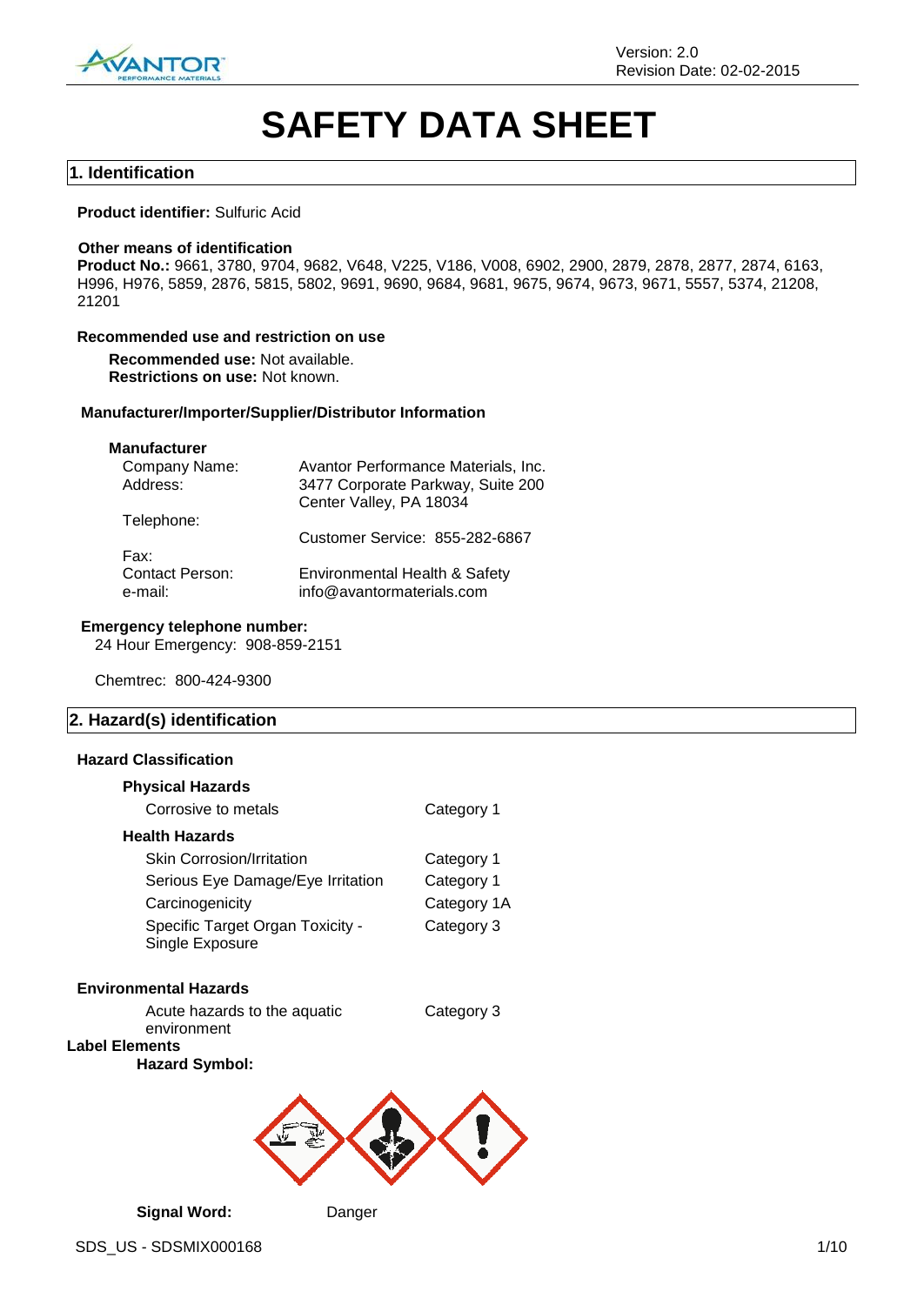Version: 2.0
Revision Date: 02-02-2015

# SAFETY DATA SHEET

## 1. Identification

**Product identifier:** Sulfuric Acid

**Other means of identification**
**Product No.:** 9661, 3780, 9704, 9682, V648, V225, V186, V008, 6902, 2900, 2879, 2878, 2877, 2874, 6163, H996, H976, 5859, 2876, 5815, 5802, 9691, 9690, 9684, 9681, 9675, 9674, 9673, 9671, 5557, 5374, 21208, 21201

**Recommended use and restriction on use**

**Recommended use:** Not available.
**Restrictions on use:** Not known.

**Manufacturer/Importer/Supplier/Distributor Information**

**Manufacturer**

| | |
|---|---|
| Company Name: | Avantor Performance Materials, Inc. |
| Address: | 3477 Corporate Parkway, Suite 200<br>Center Valley, PA 18034 |
| Telephone: | Customer Service: 855-282-6867 |
| Fax: | |
| Contact Person: | Environmental Health & Safety |
| e-mail: | info@avantormaterials.com |

**Emergency telephone number:**
24 Hour Emergency: 908-859-2151

Chemtrec: 800-424-9300

## 2. Hazard(s) identification

**Hazard Classification**

**Physical Hazards**

| | |
|---|---|
| Corrosive to metals | Category 1 |

**Health Hazards**

| | |
|---|---|
| Skin Corrosion/Irritation | Category 1 |
| Serious Eye Damage/Eye Irritation | Category 1 |
| Carcinogenicity | Category 1A |
| Specific Target Organ Toxicity - Single Exposure | Category 3 |

**Environmental Hazards**

| | |
|---|---|
| Acute hazards to the aquatic environment | Category 3 |

**Label Elements**

**Hazard Symbol:**

**Signal Word:** Danger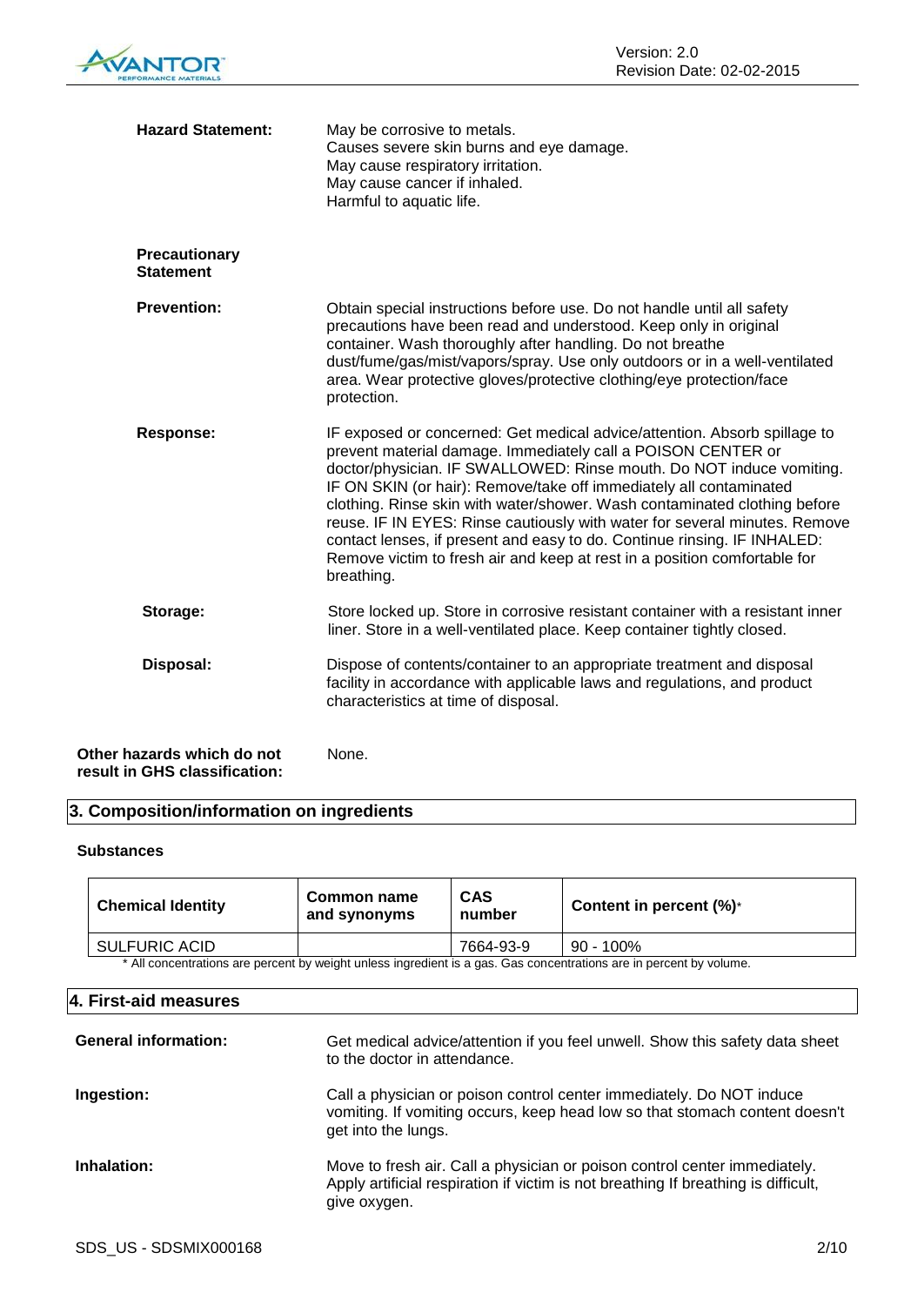**Hazard Statement:** May be corrosive to metals.
Causes severe skin burns and eye damage.
May cause respiratory irritation.
May cause cancer if inhaled.
Harmful to aquatic life.

**Precautionary Statement**

**Prevention:** Obtain special instructions before use. Do not handle until all safety precautions have been read and understood. Keep only in original container. Wash thoroughly after handling. Do not breathe dust/fume/gas/mist/vapors/spray. Use only outdoors or in a well-ventilated area. Wear protective gloves/protective clothing/eye protection/face protection.

**Response:** IF exposed or concerned: Get medical advice/attention. Absorb spillage to prevent material damage. Immediately call a POISON CENTER or doctor/physician. IF SWALLOWED: Rinse mouth. Do NOT induce vomiting. IF ON SKIN (or hair): Remove/take off immediately all contaminated clothing. Rinse skin with water/shower. Wash contaminated clothing before reuse. IF IN EYES: Rinse cautiously with water for several minutes. Remove contact lenses, if present and easy to do. Continue rinsing. IF INHALED: Remove victim to fresh air and keep at rest in a position comfortable for breathing.

**Storage:** Store locked up. Store in corrosive resistant container with a resistant inner liner. Store in a well-ventilated place. Keep container tightly closed.

**Disposal:** Dispose of contents/container to an appropriate treatment and disposal facility in accordance with applicable laws and regulations, and product characteristics at time of disposal.

**Other hazards which do not result in GHS classification:** None.

## 3. Composition/information on ingredients

**Substances**

| Chemical Identity | Common name and synonyms | CAS number | Content in percent (%)* |
|---|---|---|---|
| SULFURIC ACID | | 7664-93-9 | 90 - 100% |

\* All concentrations are percent by weight unless ingredient is a gas. Gas concentrations are in percent by volume.

## 4. First-aid measures

**General information:** Get medical advice/attention if you feel unwell. Show this safety data sheet to the doctor in attendance.

**Ingestion:** Call a physician or poison control center immediately. Do NOT induce vomiting. If vomiting occurs, keep head low so that stomach content doesn't get into the lungs.

**Inhalation:** Move to fresh air. Call a physician or poison control center immediately. Apply artificial respiration if victim is not breathing If breathing is difficult, give oxygen.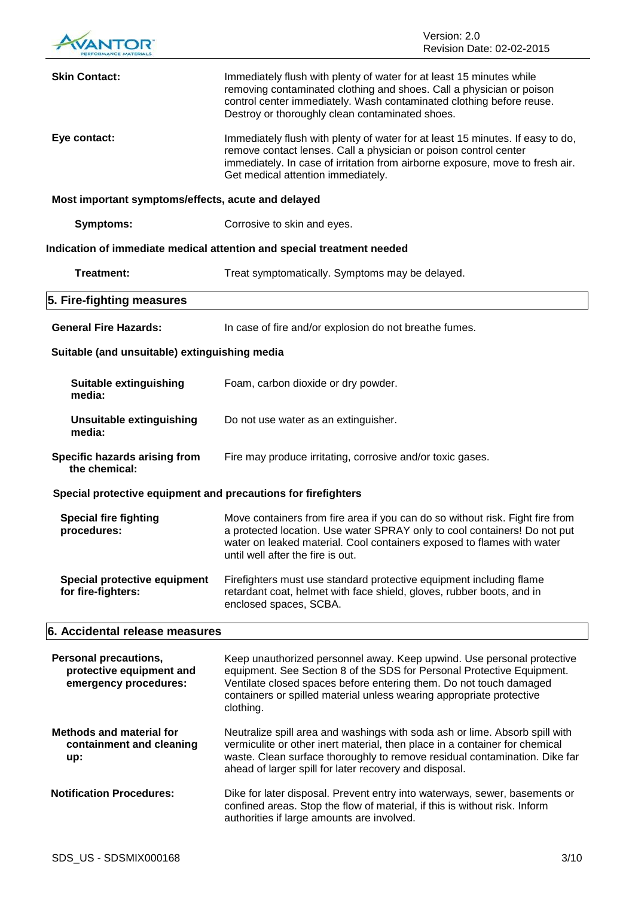**Skin Contact:** Immediately flush with plenty of water for at least 15 minutes while removing contaminated clothing and shoes. Call a physician or poison control center immediately. Wash contaminated clothing before reuse. Destroy or thoroughly clean contaminated shoes.

**Eye contact:** Immediately flush with plenty of water for at least 15 minutes. If easy to do, remove contact lenses. Call a physician or poison control center immediately. In case of irritation from airborne exposure, move to fresh air. Get medical attention immediately.

**Most important symptoms/effects, acute and delayed**

**Symptoms:** Corrosive to skin and eyes.

**Indication of immediate medical attention and special treatment needed**

**Treatment:** Treat symptomatically. Symptoms may be delayed.

## 5. Fire-fighting measures

**General Fire Hazards:** In case of fire and/or explosion do not breathe fumes.

**Suitable (and unsuitable) extinguishing media**

**Suitable extinguishing media:** Foam, carbon dioxide or dry powder.

**Unsuitable extinguishing media:** Do not use water as an extinguisher.

**Specific hazards arising from the chemical:** Fire may produce irritating, corrosive and/or toxic gases.

**Special protective equipment and precautions for firefighters**

**Special fire fighting procedures:** Move containers from fire area if you can do so without risk. Fight fire from a protected location. Use water SPRAY only to cool containers! Do not put water on leaked material. Cool containers exposed to flames with water until well after the fire is out.

**Special protective equipment for fire-fighters:** Firefighters must use standard protective equipment including flame retardant coat, helmet with face shield, gloves, rubber boots, and in enclosed spaces, SCBA.

## 6. Accidental release measures

**Personal precautions, protective equipment and emergency procedures:** Keep unauthorized personnel away. Keep upwind. Use personal protective equipment. See Section 8 of the SDS for Personal Protective Equipment. Ventilate closed spaces before entering them. Do not touch damaged containers or spilled material unless wearing appropriate protective clothing.

**Methods and material for containment and cleaning up:** Neutralize spill area and washings with soda ash or lime. Absorb spill with vermiculite or other inert material, then place in a container for chemical waste. Clean surface thoroughly to remove residual contamination. Dike far ahead of larger spill for later recovery and disposal.

**Notification Procedures:** Dike for later disposal. Prevent entry into waterways, sewer, basements or confined areas. Stop the flow of material, if this is without risk. Inform authorities if large amounts are involved.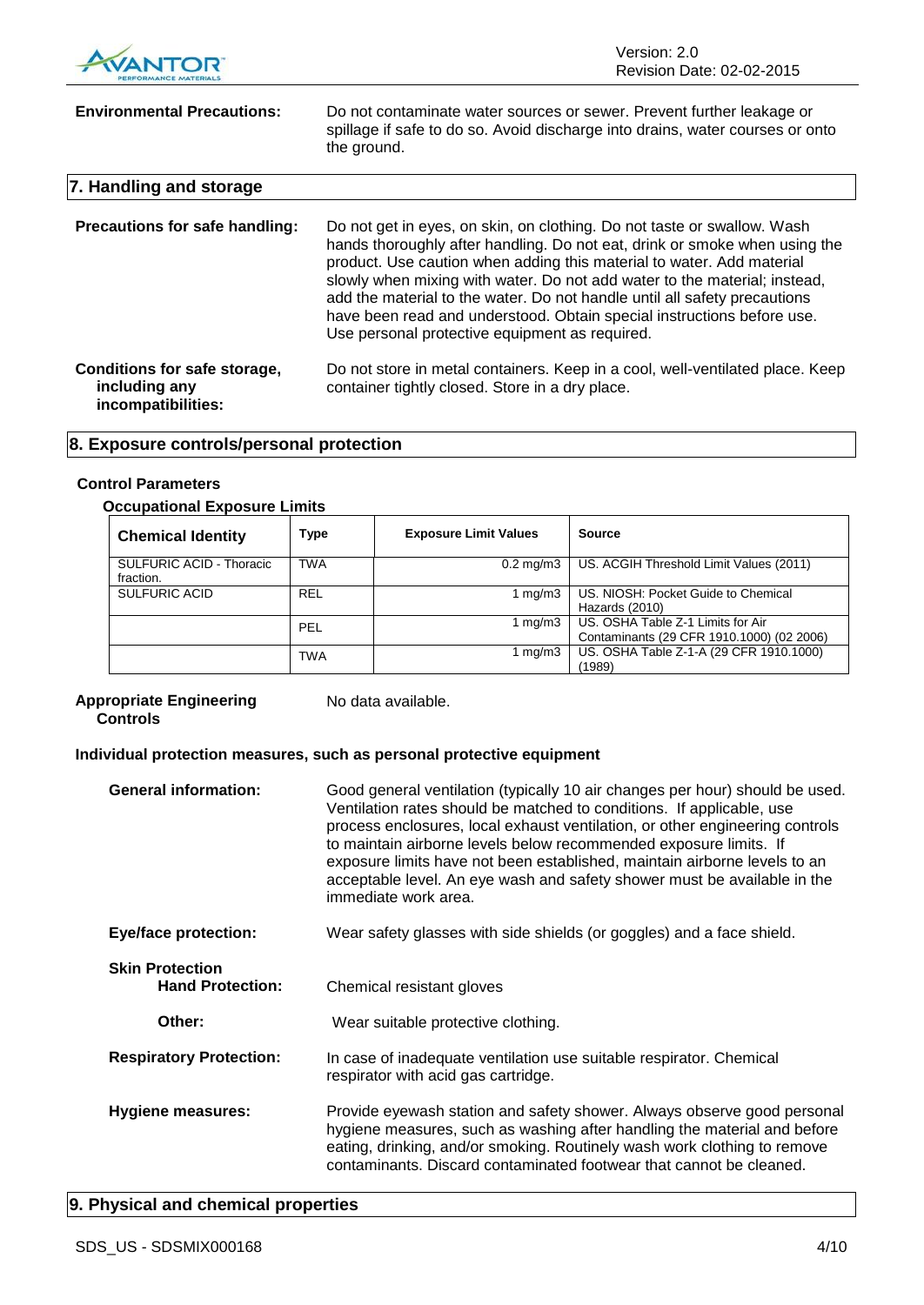**Environmental Precautions:** Do not contaminate water sources or sewer. Prevent further leakage or spillage if safe to do so. Avoid discharge into drains, water courses or onto the ground.

## 7. Handling and storage

**Precautions for safe handling:** Do not get in eyes, on skin, on clothing. Do not taste or swallow. Wash hands thoroughly after handling. Do not eat, drink or smoke when using the product. Use caution when adding this material to water. Add material slowly when mixing with water. Do not add water to the material; instead, add the material to the water. Do not handle until all safety precautions have been read and understood. Obtain special instructions before use. Use personal protective equipment as required.

**Conditions for safe storage, including any incompatibilities:** Do not store in metal containers. Keep in a cool, well-ventilated place. Keep container tightly closed. Store in a dry place.

## 8. Exposure controls/personal protection

### Control Parameters

#### Occupational Exposure Limits

| Chemical Identity | Type | Exposure Limit Values | Source |
|---|---|---|---|
| SULFURIC ACID - Thoracic fraction. | TWA | 0.2 mg/m3 | US. ACGIH Threshold Limit Values (2011) |
| SULFURIC ACID | REL | 1 mg/m3 | US. NIOSH: Pocket Guide to Chemical Hazards (2010) |
| | PEL | 1 mg/m3 | US. OSHA Table Z-1 Limits for Air Contaminants (29 CFR 1910.1000) (02 2006) |
| | TWA | 1 mg/m3 | US. OSHA Table Z-1-A (29 CFR 1910.1000) (1989) |

**Appropriate Engineering Controls** No data available.

### Individual protection measures, such as personal protective equipment

**General information:** Good general ventilation (typically 10 air changes per hour) should be used. Ventilation rates should be matched to conditions. If applicable, use process enclosures, local exhaust ventilation, or other engineering controls to maintain airborne levels below recommended exposure limits. If exposure limits have not been established, maintain airborne levels to an acceptable level. An eye wash and safety shower must be available in the immediate work area.

**Eye/face protection:** Wear safety glasses with side shields (or goggles) and a face shield.

**Skin Protection**

**Hand Protection:** Chemical resistant gloves

**Other:** Wear suitable protective clothing.

**Respiratory Protection:** In case of inadequate ventilation use suitable respirator. Chemical respirator with acid gas cartridge.

**Hygiene measures:** Provide eyewash station and safety shower. Always observe good personal hygiene measures, such as washing after handling the material and before eating, drinking, and/or smoking. Routinely wash work clothing to remove contaminants. Discard contaminated footwear that cannot be cleaned.

## 9. Physical and chemical properties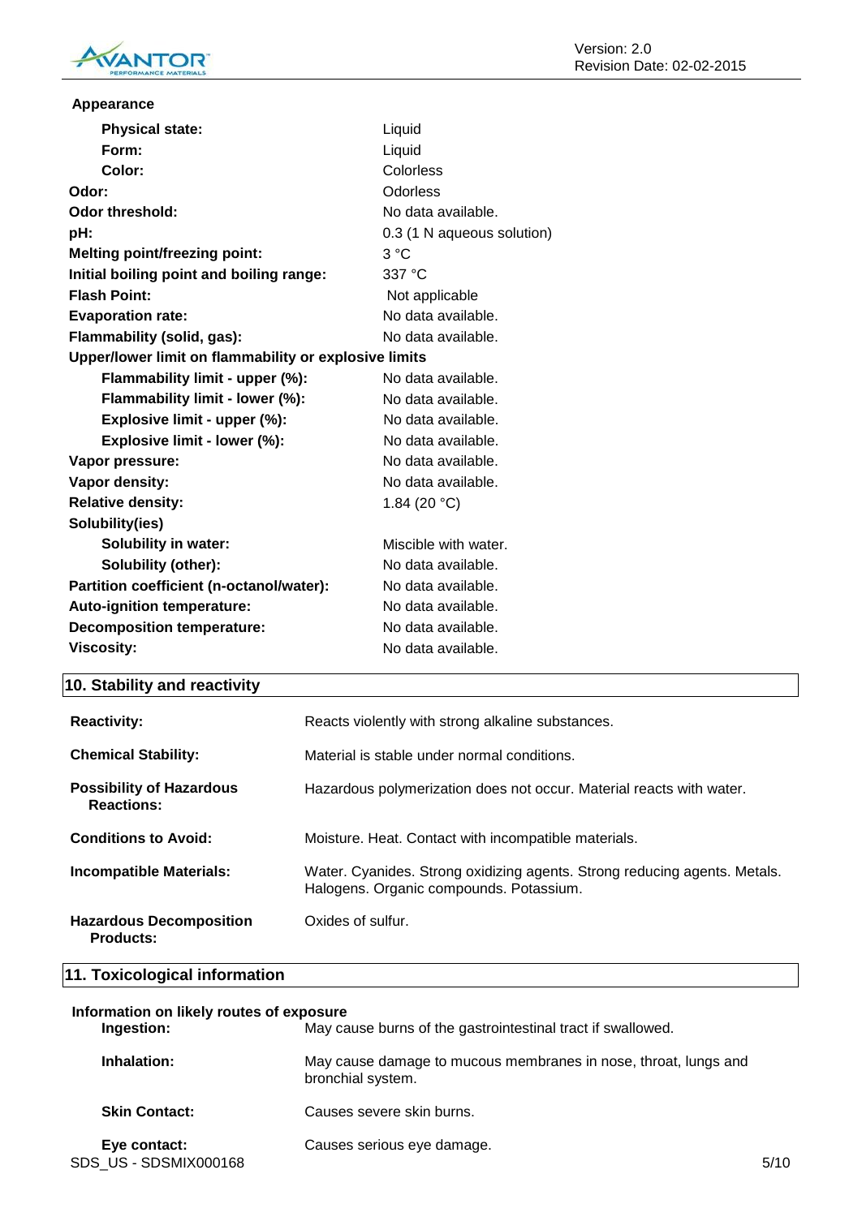**Appearance**

| | |
|---|---|
| **Physical state:** | Liquid |
| **Form:** | Liquid |
| **Color:** | Colorless |
| **Odor:** | Odorless |
| **Odor threshold:** | No data available. |
| **pH:** | 0.3 (1 N aqueous solution) |
| **Melting point/freezing point:** | 3 °C |
| **Initial boiling point and boiling range:** | 337 °C |
| **Flash Point:** | Not applicable |
| **Evaporation rate:** | No data available. |
| **Flammability (solid, gas):** | No data available. |
| **Upper/lower limit on flammability or explosive limits** | |
| **Flammability limit - upper (%):** | No data available. |
| **Flammability limit - lower (%):** | No data available. |
| **Explosive limit - upper (%):** | No data available. |
| **Explosive limit - lower (%):** | No data available. |
| **Vapor pressure:** | No data available. |
| **Vapor density:** | No data available. |
| **Relative density:** | 1.84 (20 °C) |
| **Solubility(ies)** | |
| **Solubility in water:** | Miscible with water. |
| **Solubility (other):** | No data available. |
| **Partition coefficient (n-octanol/water):** | No data available. |
| **Auto-ignition temperature:** | No data available. |
| **Decomposition temperature:** | No data available. |
| **Viscosity:** | No data available. |

## 10. Stability and reactivity

| | |
|---|---|
| **Reactivity:** | Reacts violently with strong alkaline substances. |
| **Chemical Stability:** | Material is stable under normal conditions. |
| **Possibility of Hazardous Reactions:** | Hazardous polymerization does not occur. Material reacts with water. |
| **Conditions to Avoid:** | Moisture. Heat. Contact with incompatible materials. |
| **Incompatible Materials:** | Water. Cyanides. Strong oxidizing agents. Strong reducing agents. Metals. Halogens. Organic compounds. Potassium. |
| **Hazardous Decomposition Products:** | Oxides of sulfur. |

## 11. Toxicological information

**Information on likely routes of exposure**

| | |
|---|---|
| **Ingestion:** | May cause burns of the gastrointestinal tract if swallowed. |
| **Inhalation:** | May cause damage to mucous membranes in nose, throat, lungs and bronchial system. |
| **Skin Contact:** | Causes severe skin burns. |
| **Eye contact:** | Causes serious eye damage. |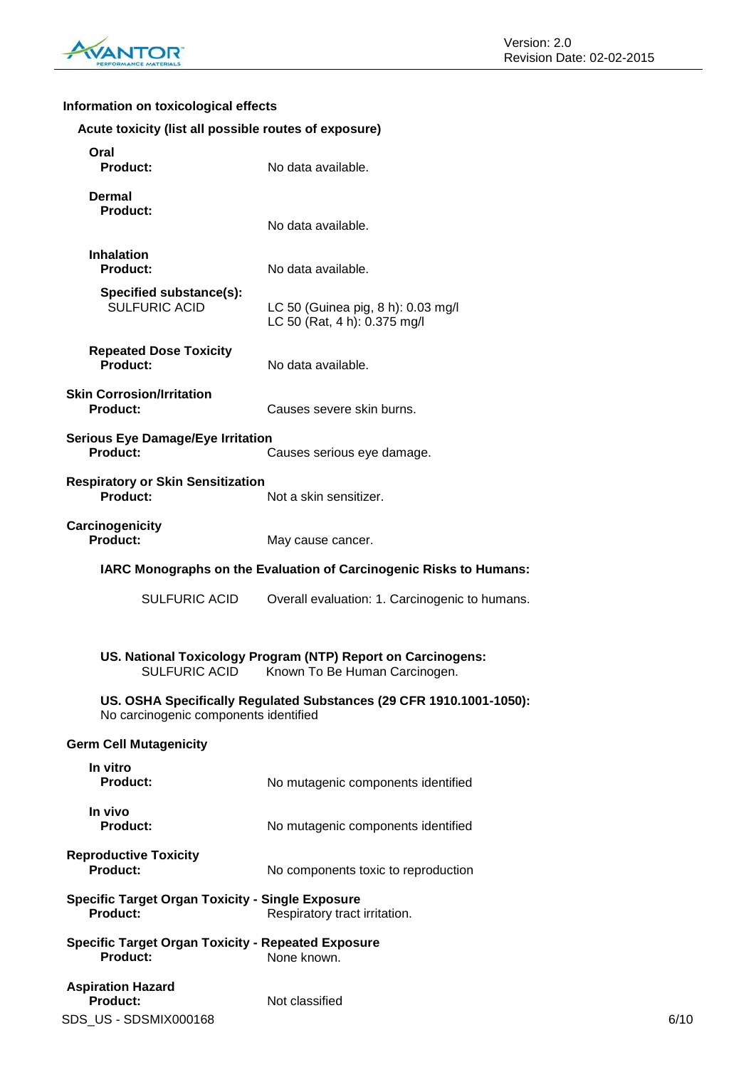### Information on toxicological effects

#### Acute toxicity (list all possible routes of exposure)

**Oral**

**Product:** No data available.

**Dermal**

**Product:** No data available.

**Inhalation**

**Product:** No data available.

**Specified substance(s):**

SULFURIC ACID — LC 50 (Guinea pig, 8 h): 0.03 mg/l
LC 50 (Rat, 4 h): 0.375 mg/l

**Repeated Dose Toxicity**

**Product:** No data available.

**Skin Corrosion/Irritation**

**Product:** Causes severe skin burns.

**Serious Eye Damage/Eye Irritation**

**Product:** Causes serious eye damage.

**Respiratory or Skin Sensitization**

**Product:** Not a skin sensitizer.

**Carcinogenicity**

**Product:** May cause cancer.

**IARC Monographs on the Evaluation of Carcinogenic Risks to Humans:**

SULFURIC ACID — Overall evaluation: 1. Carcinogenic to humans.

**US. National Toxicology Program (NTP) Report on Carcinogens:**

SULFURIC ACID — Known To Be Human Carcinogen.

**US. OSHA Specifically Regulated Substances (29 CFR 1910.1001-1050):**

No carcinogenic components identified

**Germ Cell Mutagenicity**

**In vitro**

**Product:** No mutagenic components identified

**In vivo**

**Product:** No mutagenic components identified

**Reproductive Toxicity**

**Product:** No components toxic to reproduction

**Specific Target Organ Toxicity - Single Exposure**

**Product:** Respiratory tract irritation.

**Specific Target Organ Toxicity - Repeated Exposure**

**Product:** None known.

**Aspiration Hazard**

**Product:** Not classified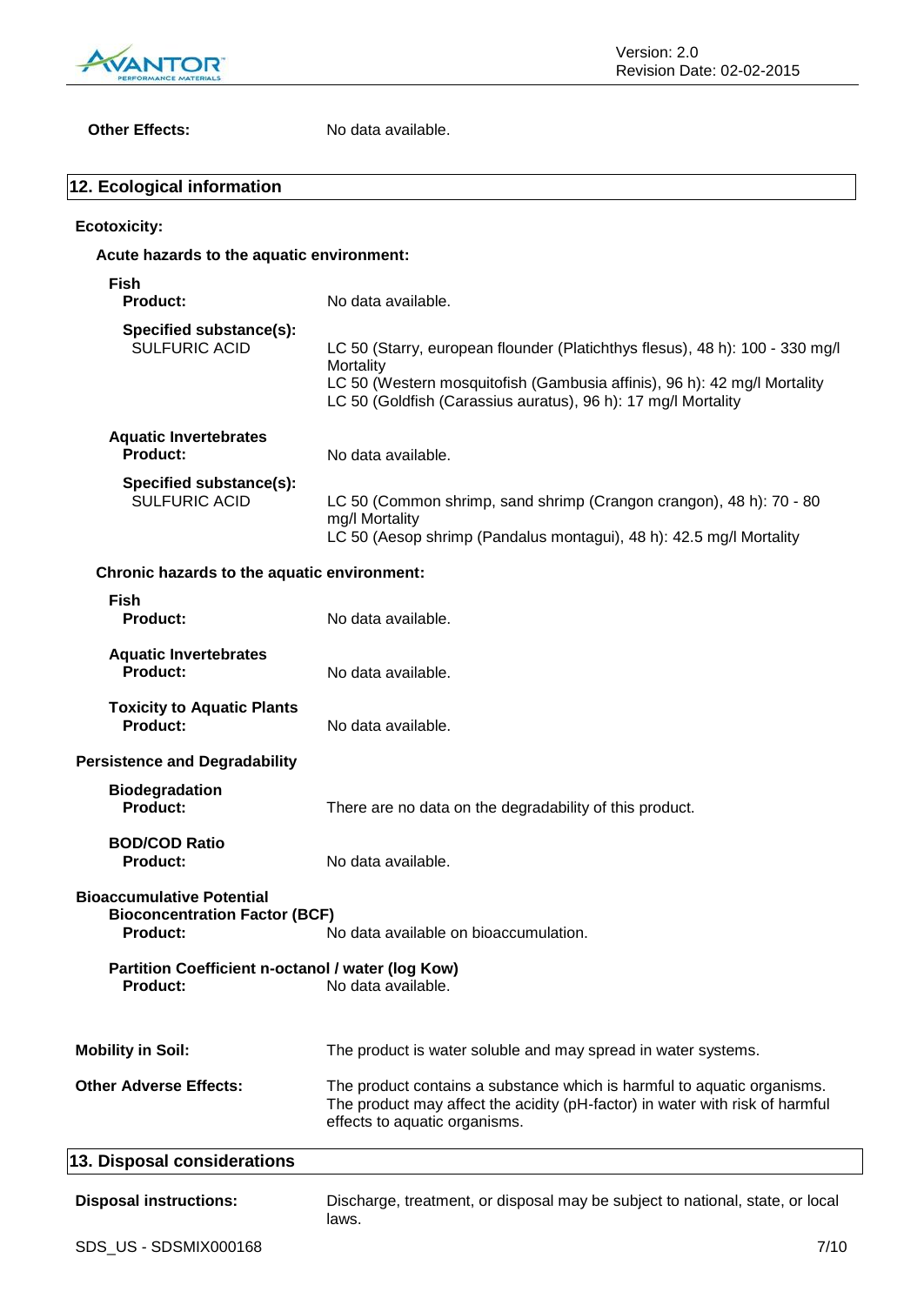**Other Effects:** No data available.

## 12. Ecological information

**Ecotoxicity:**

**Acute hazards to the aquatic environment:**

**Fish**

**Product:** No data available.

**Specified substance(s):**
SULFURIC ACID
LC 50 (Starry, european flounder (Platichthys flesus), 48 h): 100 - 330 mg/l Mortality
LC 50 (Western mosquitofish (Gambusia affinis), 96 h): 42 mg/l Mortality
LC 50 (Goldfish (Carassius auratus), 96 h): 17 mg/l Mortality

**Aquatic Invertebrates**

**Product:** No data available.

**Specified substance(s):**
SULFURIC ACID
LC 50 (Common shrimp, sand shrimp (Crangon crangon), 48 h): 70 - 80 mg/l Mortality
LC 50 (Aesop shrimp (Pandalus montagui), 48 h): 42.5 mg/l Mortality

**Chronic hazards to the aquatic environment:**

**Fish**

**Product:** No data available.

**Aquatic Invertebrates**

**Product:** No data available.

**Toxicity to Aquatic Plants**

**Product:** No data available.

**Persistence and Degradability**

**Biodegradation**

**Product:** There are no data on the degradability of this product.

**BOD/COD Ratio**

**Product:** No data available.

**Bioaccumulative Potential**

**Bioconcentration Factor (BCF)**

**Product:** No data available on bioaccumulation.

**Partition Coefficient n-octanol / water (log Kow)**

**Product:** No data available.

**Mobility in Soil:** The product is water soluble and may spread in water systems.

**Other Adverse Effects:** The product contains a substance which is harmful to aquatic organisms. The product may affect the acidity (pH-factor) in water with risk of harmful effects to aquatic organisms.

## 13. Disposal considerations

**Disposal instructions:** Discharge, treatment, or disposal may be subject to national, state, or local laws.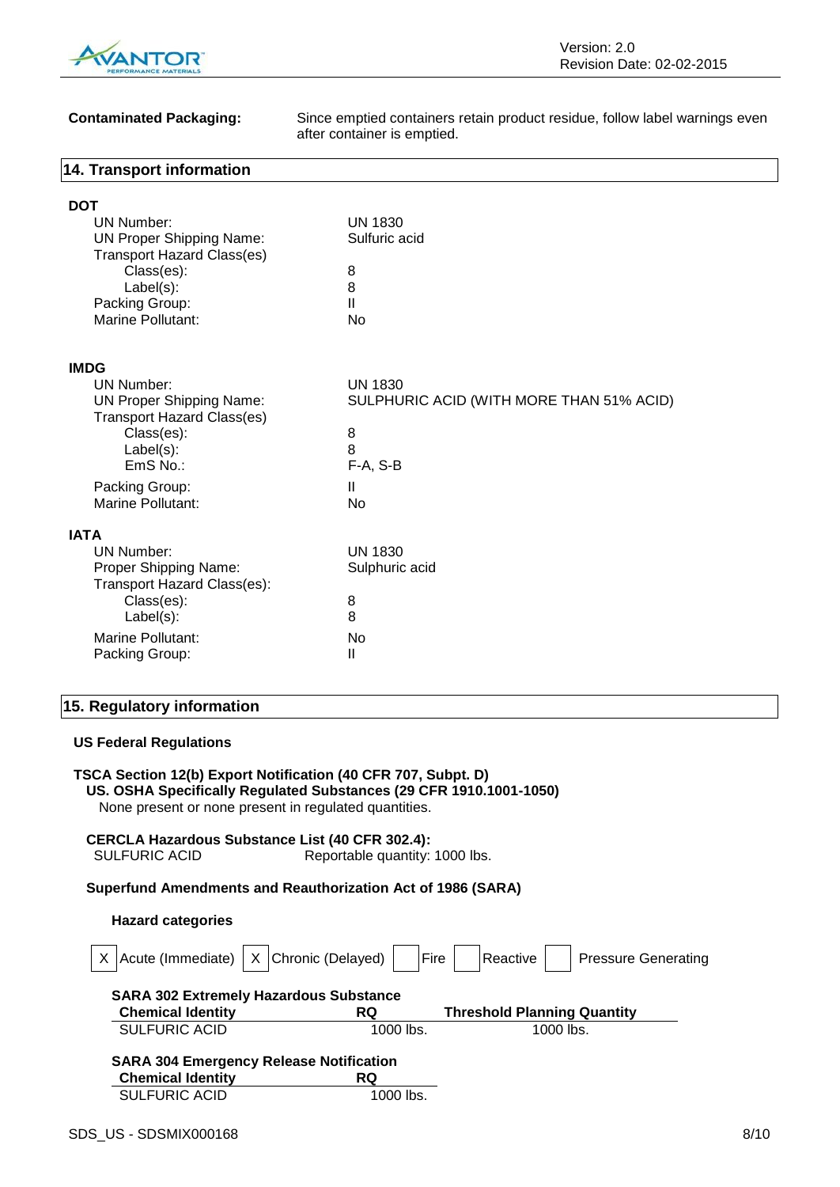**Contaminated Packaging:** Since emptied containers retain product residue, follow label warnings even after container is emptied.

## 14. Transport information

**DOT**

| | |
|---|---|
| UN Number: | UN 1830 |
| UN Proper Shipping Name: | Sulfuric acid |
| Transport Hazard Class(es) | |
| Class(es): | 8 |
| Label(s): | 8 |
| Packing Group: | II |
| Marine Pollutant: | No |

**IMDG**

| | |
|---|---|
| UN Number: | UN 1830 |
| UN Proper Shipping Name: | SULPHURIC ACID (WITH MORE THAN 51% ACID) |
| Transport Hazard Class(es) | |
| Class(es): | 8 |
| Label(s): | 8 |
| EmS No.: | F-A, S-B |
| Packing Group: | II |
| Marine Pollutant: | No |

**IATA**

| | |
|---|---|
| UN Number: | UN 1830 |
| Proper Shipping Name: | Sulphuric acid |
| Transport Hazard Class(es): | |
| Class(es): | 8 |
| Label(s): | 8 |
| Marine Pollutant: | No |
| Packing Group: | II |

## 15. Regulatory information

**US Federal Regulations**

**TSCA Section 12(b) Export Notification (40 CFR 707, Subpt. D)**

**US. OSHA Specifically Regulated Substances (29 CFR 1910.1001-1050)**

None present or none present in regulated quantities.

**CERCLA Hazardous Substance List (40 CFR 302.4):**

SULFURIC ACID Reportable quantity: 1000 lbs.

**Superfund Amendments and Reauthorization Act of 1986 (SARA)**

**Hazard categories**

| X | Acute (Immediate) | X | Chronic (Delayed) | | Fire | | Reactive | | Pressure Generating |
|---|---|---|---|---|---|---|---|---|---|

**SARA 302 Extremely Hazardous Substance**

| Chemical Identity | RQ | Threshold Planning Quantity |
|---|---|---|
| SULFURIC ACID | 1000 lbs. | 1000 lbs. |

**SARA 304 Emergency Release Notification**

| Chemical Identity | RQ |
|---|---|
| SULFURIC ACID | 1000 lbs. |

SDS_US - SDSMIX000168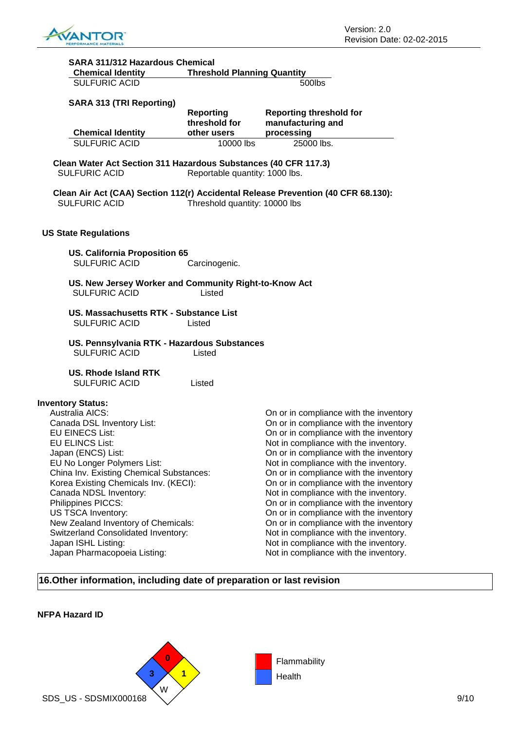**SARA 311/312 Hazardous Chemical**

| Chemical Identity | Threshold Planning Quantity |
|---|---|
| SULFURIC ACID | 500lbs |

**SARA 313 (TRI Reporting)**

| Chemical Identity | Reporting threshold for other users | Reporting threshold for manufacturing and processing |
|---|---|---|
| SULFURIC ACID | 10000 lbs | 25000 lbs. |

**Clean Water Act Section 311 Hazardous Substances (40 CFR 117.3)**

SULFURIC ACID Reportable quantity: 1000 lbs.

**Clean Air Act (CAA) Section 112(r) Accidental Release Prevention (40 CFR 68.130):**

SULFURIC ACID Threshold quantity: 10000 lbs

**US State Regulations**

**US. California Proposition 65**

SULFURIC ACID Carcinogenic.

**US. New Jersey Worker and Community Right-to-Know Act**

SULFURIC ACID Listed

**US. Massachusetts RTK - Substance List**

SULFURIC ACID Listed

**US. Pennsylvania RTK - Hazardous Substances**

SULFURIC ACID Listed

**US. Rhode Island RTK**

SULFURIC ACID Listed

**Inventory Status:**

| | |
|---|---|
| Australia AICS: | On or in compliance with the inventory |
| Canada DSL Inventory List: | On or in compliance with the inventory |
| EU EINECS List: | On or in compliance with the inventory |
| EU ELINCS List: | Not in compliance with the inventory. |
| Japan (ENCS) List: | On or in compliance with the inventory |
| EU No Longer Polymers List: | Not in compliance with the inventory. |
| China Inv. Existing Chemical Substances: | On or in compliance with the inventory |
| Korea Existing Chemicals Inv. (KECI): | On or in compliance with the inventory |
| Canada NDSL Inventory: | Not in compliance with the inventory. |
| Philippines PICCS: | On or in compliance with the inventory |
| US TSCA Inventory: | On or in compliance with the inventory |
| New Zealand Inventory of Chemicals: | On or in compliance with the inventory |
| Switzerland Consolidated Inventory: | Not in compliance with the inventory. |
| Japan ISHL Listing: | Not in compliance with the inventory. |
| Japan Pharmacopoeia Listing: | Not in compliance with the inventory. |

## 16.Other information, including date of preparation or last revision

**NFPA Hazard ID**

Flammability: 0
Health: 3
Instability: 1
Special: W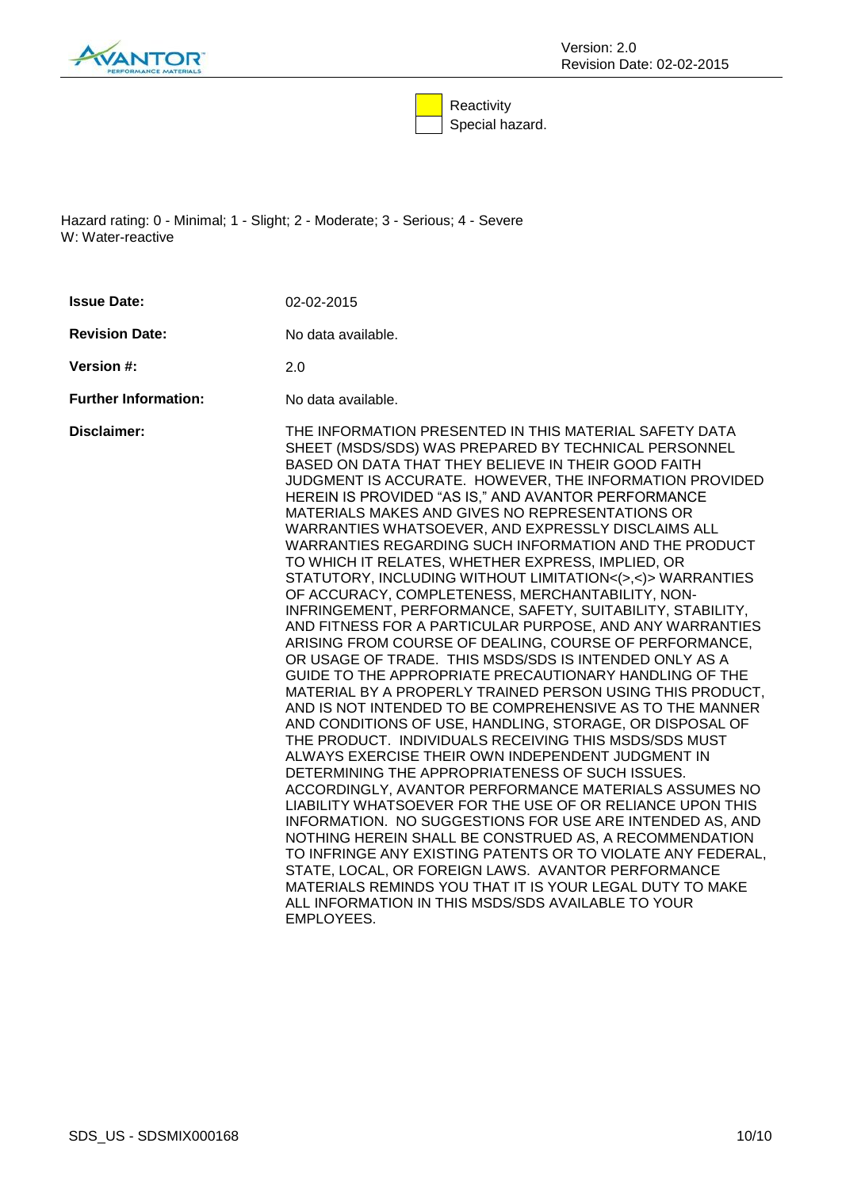Reactivity
Special hazard.

Hazard rating: 0 - Minimal; 1 - Slight; 2 - Moderate; 3 - Serious; 4 - Severe
W: Water-reactive

| | |
|---|---|
| **Issue Date:** | 02-02-2015 |
| **Revision Date:** | No data available. |
| **Version #:** | 2.0 |
| **Further Information:** | No data available. |
| **Disclaimer:** | THE INFORMATION PRESENTED IN THIS MATERIAL SAFETY DATA SHEET (MSDS/SDS) WAS PREPARED BY TECHNICAL PERSONNEL BASED ON DATA THAT THEY BELIEVE IN THEIR GOOD FAITH JUDGMENT IS ACCURATE. HOWEVER, THE INFORMATION PROVIDED HEREIN IS PROVIDED "AS IS," AND AVANTOR PERFORMANCE MATERIALS MAKES AND GIVES NO REPRESENTATIONS OR WARRANTIES WHATSOEVER, AND EXPRESSLY DISCLAIMS ALL WARRANTIES REGARDING SUCH INFORMATION AND THE PRODUCT TO WHICH IT RELATES, WHETHER EXPRESS, IMPLIED, OR STATUTORY, INCLUDING WITHOUT LIMITATION<(>,<)> WARRANTIES OF ACCURACY, COMPLETENESS, MERCHANTABILITY, NON-INFRINGEMENT, PERFORMANCE, SAFETY, SUITABILITY, STABILITY, AND FITNESS FOR A PARTICULAR PURPOSE, AND ANY WARRANTIES ARISING FROM COURSE OF DEALING, COURSE OF PERFORMANCE, OR USAGE OF TRADE. THIS MSDS/SDS IS INTENDED ONLY AS A GUIDE TO THE APPROPRIATE PRECAUTIONARY HANDLING OF THE MATERIAL BY A PROPERLY TRAINED PERSON USING THIS PRODUCT, AND IS NOT INTENDED TO BE COMPREHENSIVE AS TO THE MANNER AND CONDITIONS OF USE, HANDLING, STORAGE, OR DISPOSAL OF THE PRODUCT. INDIVIDUALS RECEIVING THIS MSDS/SDS MUST ALWAYS EXERCISE THEIR OWN INDEPENDENT JUDGMENT IN DETERMINING THE APPROPRIATENESS OF SUCH ISSUES. ACCORDINGLY, AVANTOR PERFORMANCE MATERIALS ASSUMES NO LIABILITY WHATSOEVER FOR THE USE OF OR RELIANCE UPON THIS INFORMATION. NO SUGGESTIONS FOR USE ARE INTENDED AS, AND NOTHING HEREIN SHALL BE CONSTRUED AS, A RECOMMENDATION TO INFRINGE ANY EXISTING PATENTS OR TO VIOLATE ANY FEDERAL, STATE, LOCAL, OR FOREIGN LAWS. AVANTOR PERFORMANCE MATERIALS REMINDS YOU THAT IT IS YOUR LEGAL DUTY TO MAKE ALL INFORMATION IN THIS MSDS/SDS AVAILABLE TO YOUR EMPLOYEES. |